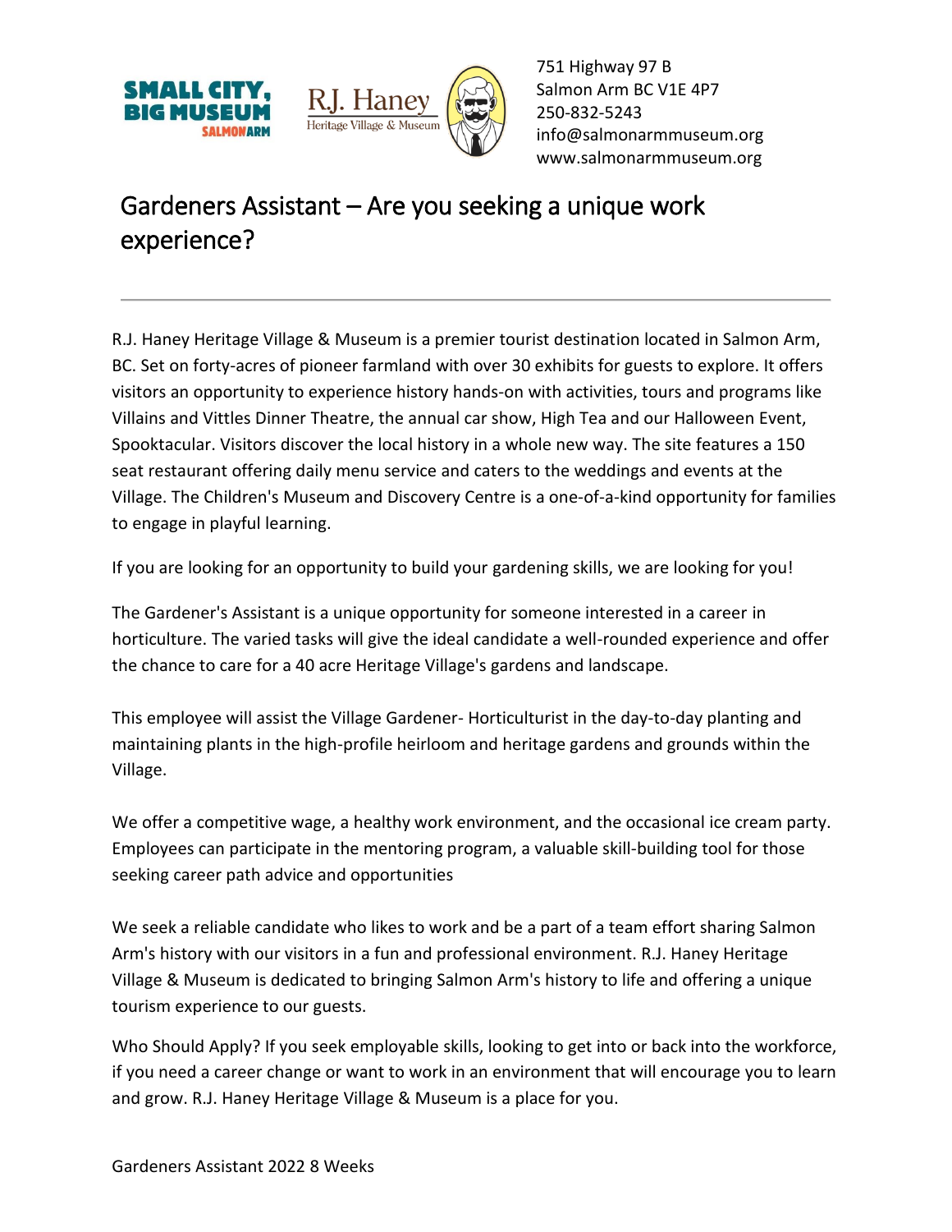751 Highway 97 B
Salmon Arm BC V1E 4P7
250-832-5243
info@salmonarmmuseum.org
www.salmonarmmuseum.org

# Gardeners Assistant – Are you seeking a unique work experience?

---

R.J. Haney Heritage Village & Museum is a premier tourist destination located in Salmon Arm, BC. Set on forty-acres of pioneer farmland with over 30 exhibits for guests to explore. It offers visitors an opportunity to experience history hands-on with activities, tours and programs like Villains and Vittles Dinner Theatre, the annual car show, High Tea and our Halloween Event, Spooktacular. Visitors discover the local history in a whole new way. The site features a 150 seat restaurant offering daily menu service and caters to the weddings and events at the Village. The Children's Museum and Discovery Centre is a one-of-a-kind opportunity for families to engage in playful learning.

If you are looking for an opportunity to build your gardening skills, we are looking for you!

The Gardener's Assistant is a unique opportunity for someone interested in a career in horticulture. The varied tasks will give the ideal candidate a well-rounded experience and offer the chance to care for a 40 acre Heritage Village's gardens and landscape.

This employee will assist the Village Gardener- Horticulturist in the day-to-day planting and maintaining plants in the high-profile heirloom and heritage gardens and grounds within the Village.

We offer a competitive wage, a healthy work environment, and the occasional ice cream party. Employees can participate in the mentoring program, a valuable skill-building tool for those seeking career path advice and opportunities

We seek a reliable candidate who likes to work and be a part of a team effort sharing Salmon Arm's history with our visitors in a fun and professional environment. R.J. Haney Heritage Village & Museum is dedicated to bringing Salmon Arm's history to life and offering a unique tourism experience to our guests.

Who Should Apply? If you seek employable skills, looking to get into or back into the workforce, if you need a career change or want to work in an environment that will encourage you to learn and grow. R.J. Haney Heritage Village & Museum is a place for you.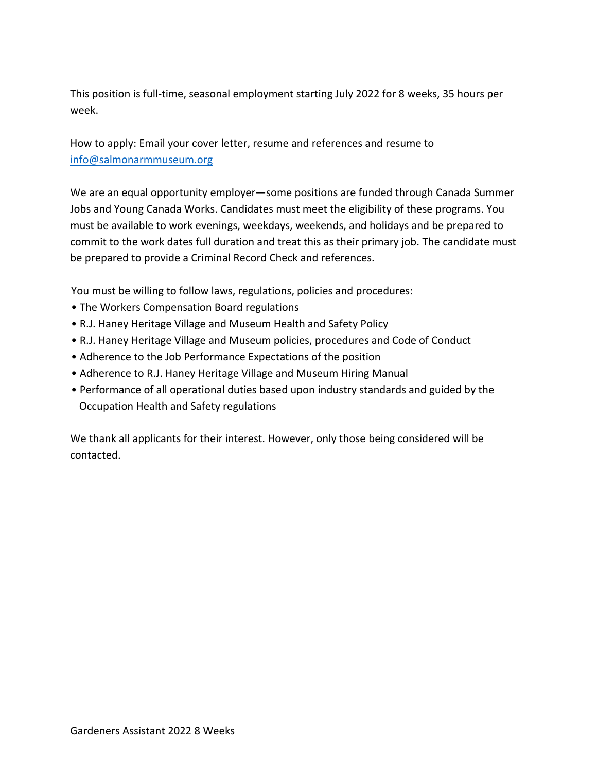This position is full-time, seasonal employment starting July 2022 for 8 weeks, 35 hours per week.

How to apply: Email your cover letter, resume and references and resume to [info@salmonarmmuseum.org](mailto:info@salmonarmmuseum.org)

We are an equal opportunity employer—some positions are funded through Canada Summer Jobs and Young Canada Works. Candidates must meet the eligibility of these programs. You must be available to work evenings, weekdays, weekends, and holidays and be prepared to commit to the work dates full duration and treat this as their primary job. The candidate must be prepared to provide a Criminal Record Check and references.

You must be willing to follow laws, regulations, policies and procedures:

- The Workers Compensation Board regulations
- R.J. Haney Heritage Village and Museum Health and Safety Policy
- R.J. Haney Heritage Village and Museum policies, procedures and Code of Conduct
- Adherence to the Job Performance Expectations of the position
- Adherence to R.J. Haney Heritage Village and Museum Hiring Manual
- Performance of all operational duties based upon industry standards and guided by the Occupation Health and Safety regulations

We thank all applicants for their interest. However, only those being considered will be contacted.